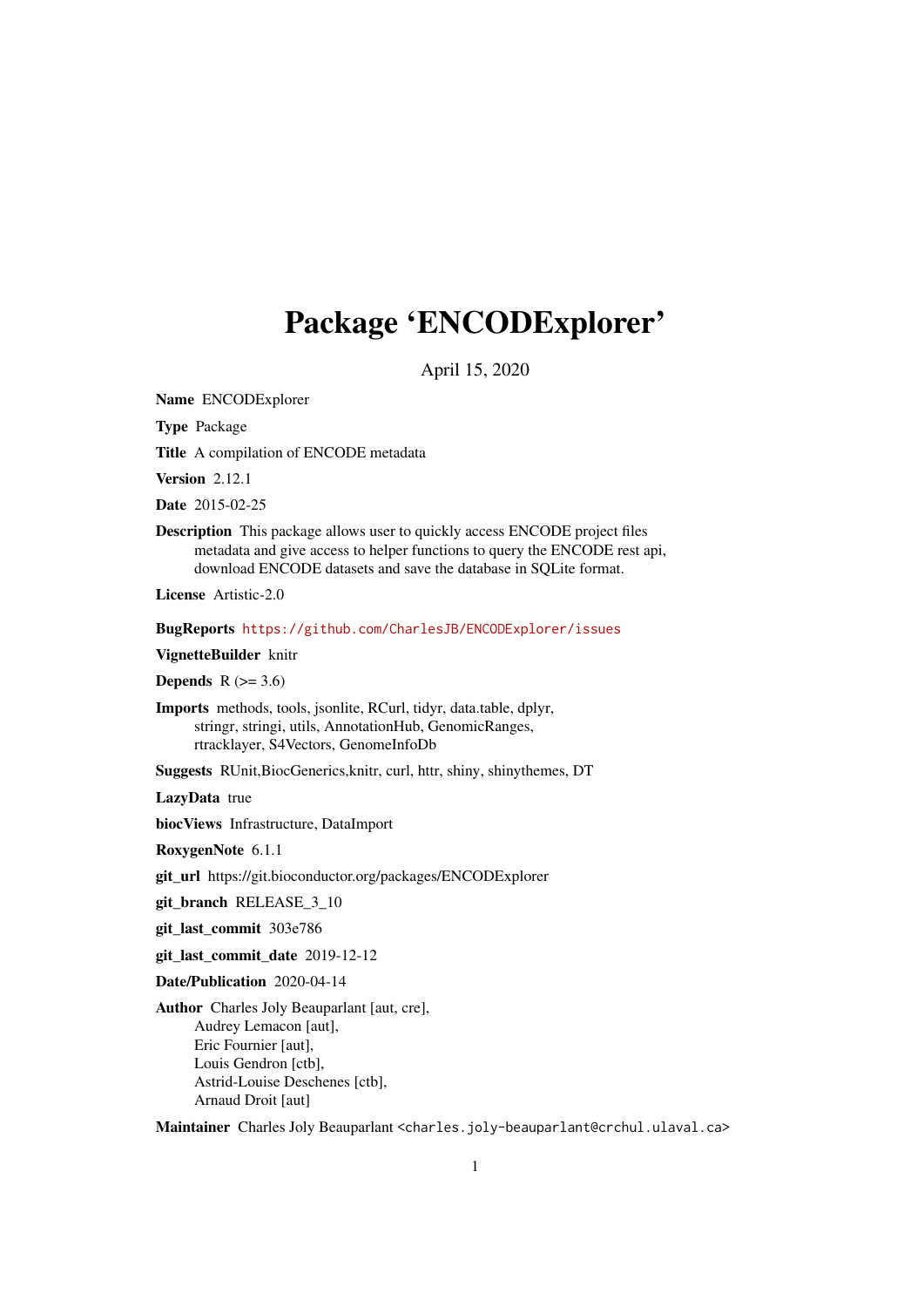# Package 'ENCODExplorer'

April 15, 2020

**Name** ENCODExplorer

**Type** Package

**Title** A compilation of ENCODE metadata

**Version** 2.12.1

**Date** 2015-02-25

**Description** This package allows user to quickly access ENCODE project files metadata and give access to helper functions to query the ENCODE rest api, download ENCODE datasets and save the database in SQLite format.

**License** Artistic-2.0

**BugReports** https://github.com/CharlesJB/ENCODExplorer/issues

**VignetteBuilder** knitr

**Depends** R (>= 3.6)

**Imports** methods, tools, jsonlite, RCurl, tidyr, data.table, dplyr, stringr, stringi, utils, AnnotationHub, GenomicRanges, rtracklayer, S4Vectors, GenomeInfoDb

**Suggests** RUnit,BiocGenerics,knitr, curl, httr, shiny, shinythemes, DT

**LazyData** true

**biocViews** Infrastructure, DataImport

**RoxygenNote** 6.1.1

**git_url** https://git.bioconductor.org/packages/ENCODExplorer

**git_branch** RELEASE_3_10

**git_last_commit** 303e786

**git_last_commit_date** 2019-12-12

**Date/Publication** 2020-04-14

**Author** Charles Joly Beauparlant [aut, cre],
Audrey Lemacon [aut],
Eric Fournier [aut],
Louis Gendron [ctb],
Astrid-Louise Deschenes [ctb],
Arnaud Droit [aut]

**Maintainer** Charles Joly Beauparlant <charles.joly-beauparlant@crchul.ulaval.ca>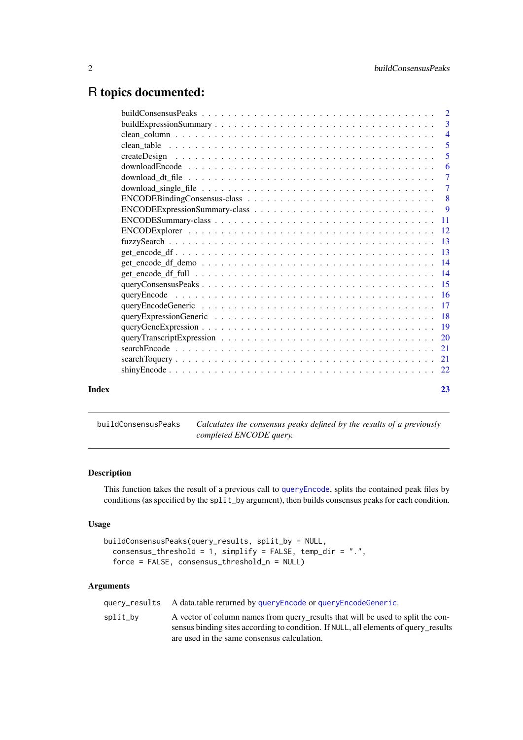# R topics documented:

| | |
|---|---|
| buildConsensusPeaks | 2 |
| buildExpressionSummary | 3 |
| clean_column | 4 |
| clean_table | 5 |
| createDesign | 5 |
| downloadEncode | 6 |
| download_dt_file | 7 |
| download_single_file | 7 |
| ENCODEBindingConsensus-class | 8 |
| ENCODEExpressionSummary-class | 9 |
| ENCODESummary-class | 11 |
| ENCODExplorer | 12 |
| fuzzySearch | 13 |
| get_encode_df | 13 |
| get_encode_df_demo | 14 |
| get_encode_df_full | 14 |
| queryConsensusPeaks | 15 |
| queryEncode | 16 |
| queryEncodeGeneric | 17 |
| queryExpressionGeneric | 18 |
| queryGeneExpression | 19 |
| queryTranscriptExpression | 20 |
| searchEncode | 21 |
| searchToquery | 21 |
| shinyEncode | 22 |

**Index** **23**

---

`buildConsensusPeaks` *Calculates the consensus peaks defined by the results of a previously completed ENCODE query.*

---

### Description

This function takes the result of a previous call to `queryEncode`, splits the contained peak files by conditions (as specified by the `split_by` argument), then builds consensus peaks for each condition.

### Usage

```
buildConsensusPeaks(query_results, split_by = NULL,
  consensus_threshold = 1, simplify = FALSE, temp_dir = ".",
  force = FALSE, consensus_threshold_n = NULL)
```

### Arguments

| | |
|---|---|
| `query_results` | A data.table returned by `queryEncode` or `queryEncodeGeneric`. |
| `split_by` | A vector of column names from query_results that will be used to split the consensus binding sites according to condition. If `NULL`, all elements of query_results are used in the same consensus calculation. |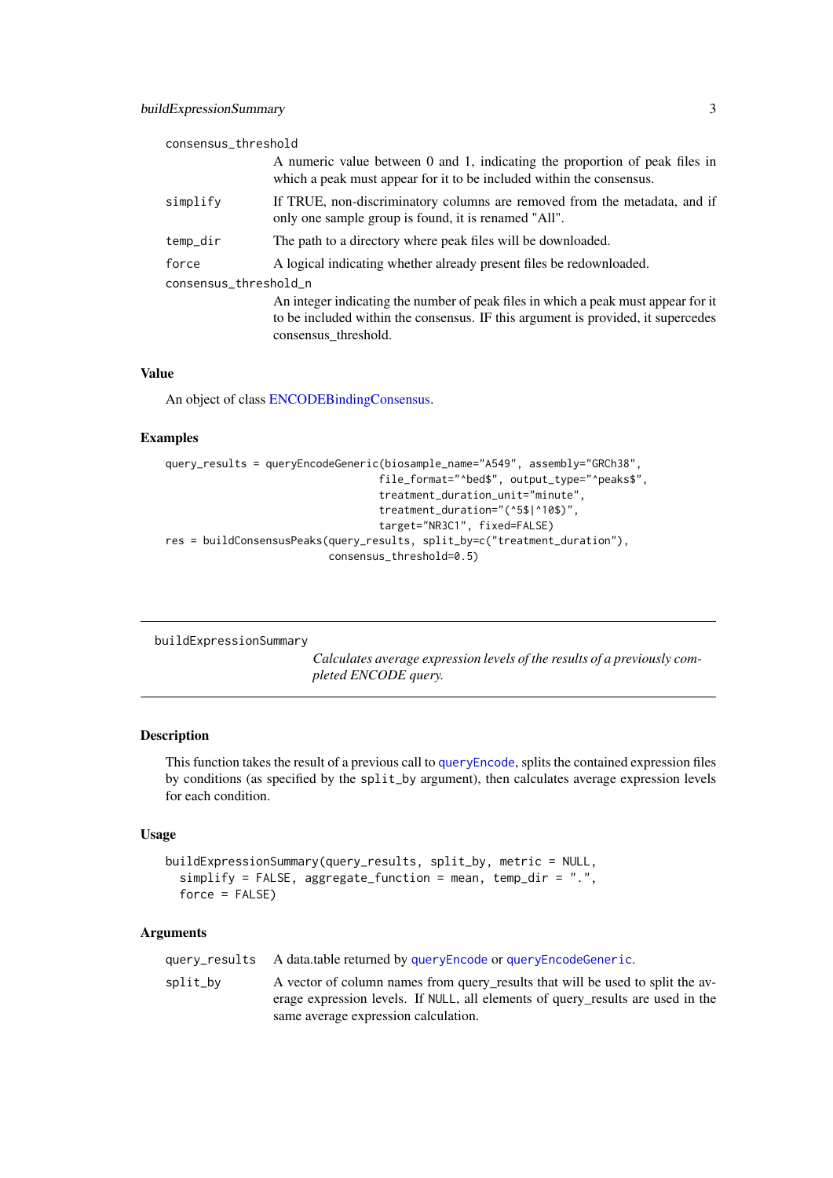consensus_threshold
: A numeric value between 0 and 1, indicating the proportion of peak files in which a peak must appear for it to be included within the consensus.

simplify
: If TRUE, non-discriminatory columns are removed from the metadata, and if only one sample group is found, it is renamed "All".

temp_dir
: The path to a directory where peak files will be downloaded.

force
: A logical indicating whether already present files be redownloaded.

consensus_threshold_n
: An integer indicating the number of peak files in which a peak must appear for it to be included within the consensus. IF this argument is provided, it supercedes consensus_threshold.

### Value

An object of class ENCODEBindingConsensus.

### Examples

```
query_results = queryEncodeGeneric(biosample_name="A549", assembly="GRCh38",
                                   file_format="^bed$", output_type="^peaks$",
                                   treatment_duration_unit="minute",
                                   treatment_duration="(^5$|^10$)",
                                   target="NR3C1", fixed=FALSE)
res = buildConsensusPeaks(query_results, split_by=c("treatment_duration"),
                          consensus_threshold=0.5)
```

---

## buildExpressionSummary

*Calculates average expression levels of the results of a previously completed ENCODE query.*

### Description

This function takes the result of a previous call to `queryEncode`, splits the contained expression files by conditions (as specified by the `split_by` argument), then calculates average expression levels for each condition.

### Usage

```
buildExpressionSummary(query_results, split_by, metric = NULL,
  simplify = FALSE, aggregate_function = mean, temp_dir = ".",
  force = FALSE)
```

### Arguments

query_results
: A data.table returned by `queryEncode` or `queryEncodeGeneric`.

split_by
: A vector of column names from query_results that will be used to split the average expression levels. If `NULL`, all elements of query_results are used in the same average expression calculation.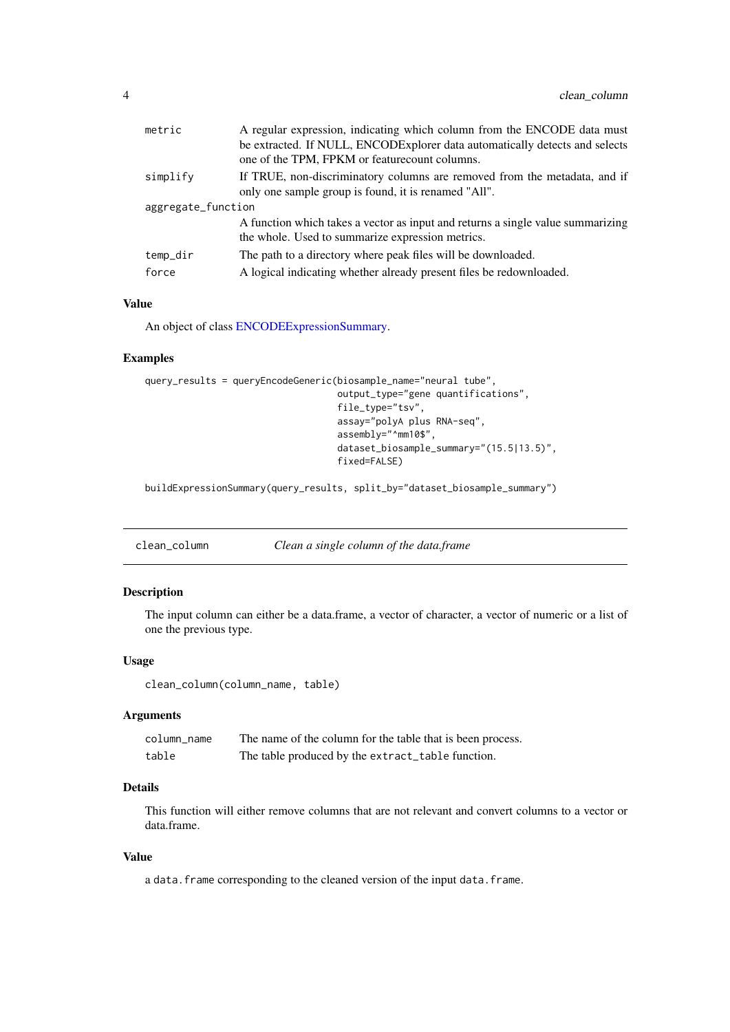| | |
|---|---|
| metric | A regular expression, indicating which column from the ENCODE data must be extracted. If NULL, ENCODExplorer data automatically detects and selects one of the TPM, FPKM or featurecount columns. |
| simplify | If TRUE, non-discriminatory columns are removed from the metadata, and if only one sample group is found, it is renamed "All". |
| aggregate_function | A function which takes a vector as input and returns a single value summarizing the whole. Used to summarize expression metrics. |
| temp_dir | The path to a directory where peak files will be downloaded. |
| force | A logical indicating whether already present files be redownloaded. |

### Value

An object of class ENCODEExpressionSummary.

### Examples

```
query_results = queryEncodeGeneric(biosample_name="neural tube",
                                   output_type="gene quantifications",
                                   file_type="tsv",
                                   assay="polyA plus RNA-seq",
                                   assembly="^mm10$",
                                   dataset_biosample_summary="(15.5|13.5)",
                                   fixed=FALSE)

buildExpressionSummary(query_results, split_by="dataset_biosample_summary")
```

## clean_column    *Clean a single column of the data.frame*

### Description

The input column can either be a data.frame, a vector of character, a vector of numeric or a list of one the previous type.

### Usage

```
clean_column(column_name, table)
```

### Arguments

| | |
|---|---|
| column_name | The name of the column for the table that is been process. |
| table | The table produced by the `extract_table` function. |

### Details

This function will either remove columns that are not relevant and convert columns to a vector or data.frame.

### Value

a `data.frame` corresponding to the cleaned version of the input `data.frame`.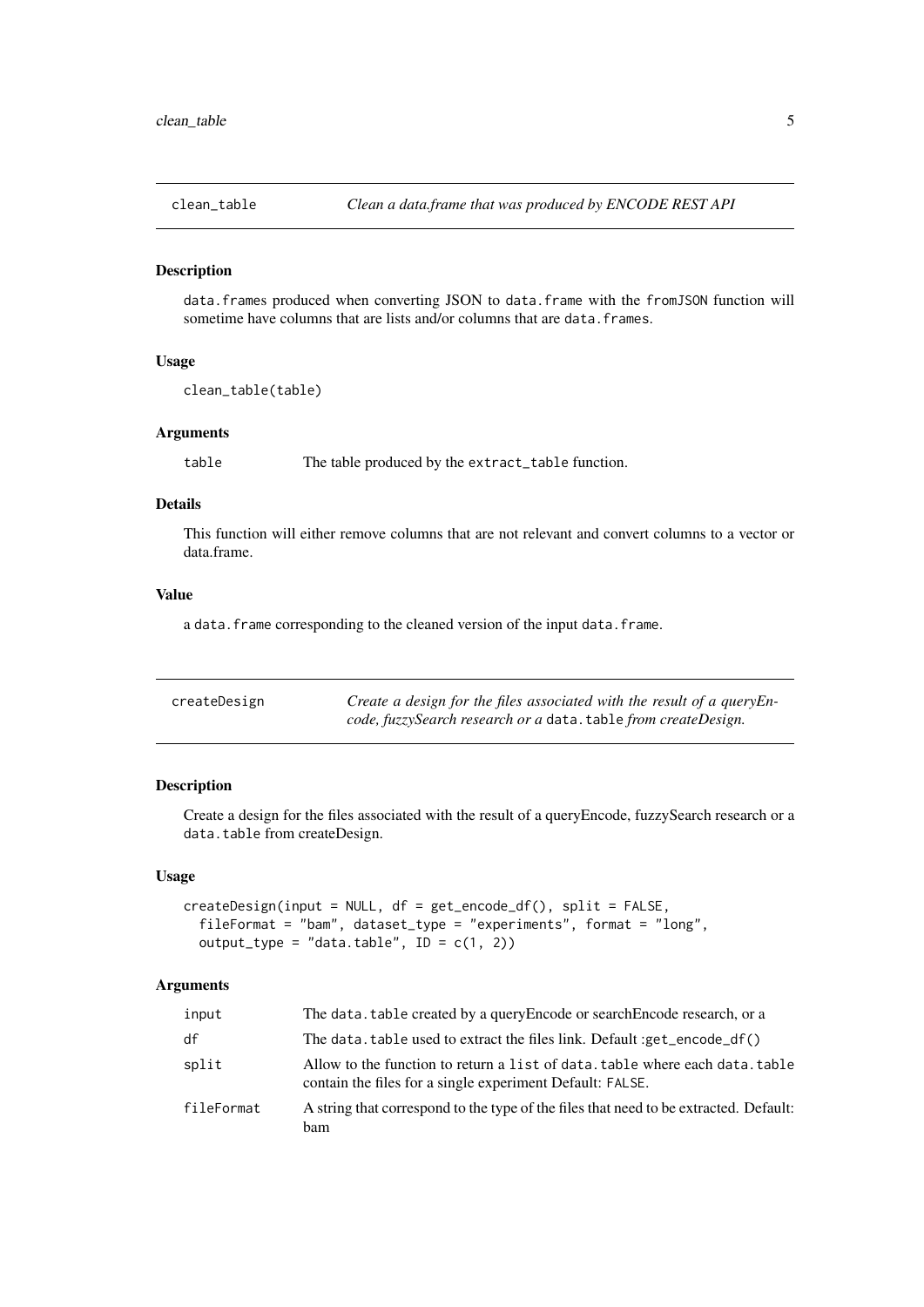## clean_table — *Clean a data.frame that was produced by ENCODE REST API*

### Description

`data.frames` produced when converting JSON to `data.frame` with the `fromJSON` function will sometime have columns that are lists and/or columns that are `data.frames`.

### Usage

```
clean_table(table)
```

### Arguments

| | |
|---|---|
| table | The table produced by the `extract_table` function. |

### Details

This function will either remove columns that are not relevant and convert columns to a vector or data.frame.

### Value

a `data.frame` corresponding to the cleaned version of the input `data.frame`.

## createDesign — *Create a design for the files associated with the result of a queryEncode, fuzzySearch research or a* `data.table` *from createDesign.*

### Description

Create a design for the files associated with the result of a queryEncode, fuzzySearch research or a `data.table` from createDesign.

### Usage

```
createDesign(input = NULL, df = get_encode_df(), split = FALSE,
  fileFormat = "bam", dataset_type = "experiments", format = "long",
  output_type = "data.table", ID = c(1, 2))
```

### Arguments

| | |
|---|---|
| input | The `data.table` created by a queryEncode or searchEncode research, or a |
| df | The `data.table` used to extract the files link. Default :`get_encode_df()` |
| split | Allow to the function to return a `list` of `data.table` where each `data.table` contain the files for a single experiment Default: `FALSE`. |
| fileFormat | A string that correspond to the type of the files that need to be extracted. Default: bam |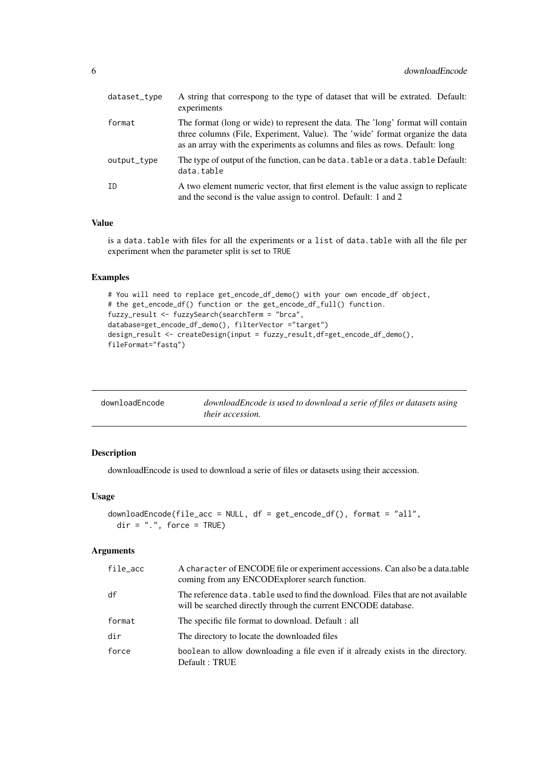| | |
|---|---|
| dataset_type | A string that correspong to the type of dataset that will be extrated. Default: experiments |
| format | The format (long or wide) to represent the data. The 'long' format will contain three columns (File, Experiment, Value). The 'wide' format organize the data as an array with the experiments as columns and files as rows. Default: long |
| output_type | The type of output of the function, can be `data.table` or a `data.table` Default: `data.table` |
| ID | A two element numeric vector, that first element is the value assign to replicate and the second is the value assign to control. Default: 1 and 2 |

### Value

is a `data.table` with files for all the experiments or a `list` of `data.table` with all the file per experiment when the parameter split is set to `TRUE`

### Examples

```
# You will need to replace get_encode_df_demo() with your own encode_df object,
# the get_encode_df() function or the get_encode_df_full() function.
fuzzy_result <- fuzzySearch(searchTerm = "brca",
database=get_encode_df_demo(), filterVector ="target")
design_result <- createDesign(input = fuzzy_result,df=get_encode_df_demo(),
fileFormat="fastq")
```

---

## downloadEncode — *downloadEncode is used to download a serie of files or datasets using their accession.*

### Description

downloadEncode is used to download a serie of files or datasets using their accession.

### Usage

```
downloadEncode(file_acc = NULL, df = get_encode_df(), format = "all",
  dir = ".", force = TRUE)
```

### Arguments

| | |
|---|---|
| file_acc | A `character` of ENCODE file or experiment accessions. Can also be a data.table coming from any ENCODExplorer search function. |
| df | The reference `data.table` used to find the download. Files that are not available will be searched directly through the current ENCODE database. |
| format | The specific file format to download. Default : all |
| dir | The directory to locate the downloaded files |
| force | `boolean` to allow downloading a file even if it already exists in the directory. Default : TRUE |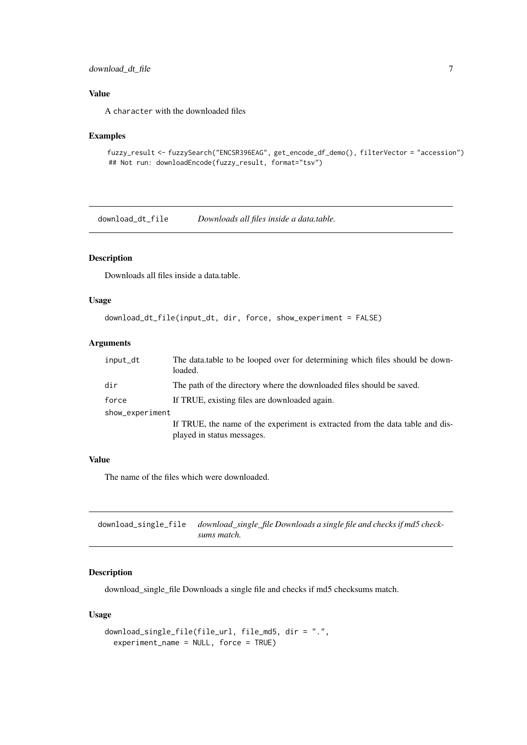### Value

A character with the downloaded files

### Examples

```
fuzzy_result <- fuzzySearch("ENCSR396EAG", get_encode_df_demo(), filterVector = "accession")
## Not run: downloadEncode(fuzzy_result, format="tsv")
```

---

## download_dt_file *Downloads all files inside a data.table.*

---

### Description

Downloads all files inside a data.table.

### Usage

```
download_dt_file(input_dt, dir, force, show_experiment = FALSE)
```

### Arguments

| | |
|---|---|
| input_dt | The data.table to be looped over for determining which files should be downloaded. |
| dir | The path of the directory where the downloaded files should be saved. |
| force | If TRUE, existing files are downloaded again. |
| show_experiment | If TRUE, the name of the experiment is extracted from the data table and displayed in status messages. |

### Value

The name of the files which were downloaded.

---

## download_single_file *download_single_file Downloads a single file and checks if md5 checksums match.*

---

### Description

download_single_file Downloads a single file and checks if md5 checksums match.

### Usage

```
download_single_file(file_url, file_md5, dir = ".",
  experiment_name = NULL, force = TRUE)
```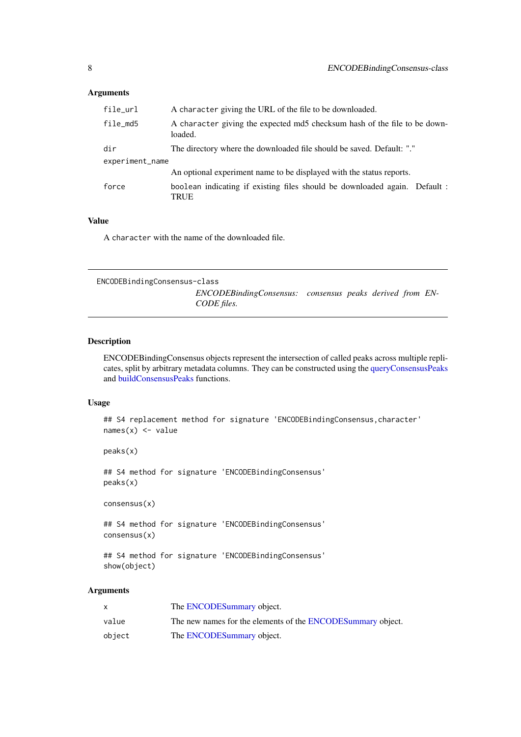### Arguments

| | |
|---|---|
| file_url | A character giving the URL of the file to be downloaded. |
| file_md5 | A character giving the expected md5 checksum hash of the file to be downloaded. |
| dir | The directory where the downloaded file should be saved. Default: "." |
| experiment_name | An optional experiment name to be displayed with the status reports. |
| force | boolean indicating if existing files should be downloaded again. Default : TRUE |

### Value

A character with the name of the downloaded file.

---

## ENCODEBindingConsensus-class

*ENCODEBindingConsensus: consensus peaks derived from ENCODE files.*

---

### Description

ENCODEBindingConsensus objects represent the intersection of called peaks across multiple replicates, split by arbitrary metadata columns. They can be constructed using the queryConsensusPeaks and buildConsensusPeaks functions.

### Usage

```
## S4 replacement method for signature 'ENCODEBindingConsensus,character'
names(x) <- value

peaks(x)

## S4 method for signature 'ENCODEBindingConsensus'
peaks(x)

consensus(x)

## S4 method for signature 'ENCODEBindingConsensus'
consensus(x)

## S4 method for signature 'ENCODEBindingConsensus'
show(object)
```

### Arguments

| | |
|---|---|
| x | The ENCODESummary object. |
| value | The new names for the elements of the ENCODESummary object. |
| object | The ENCODESummary object. |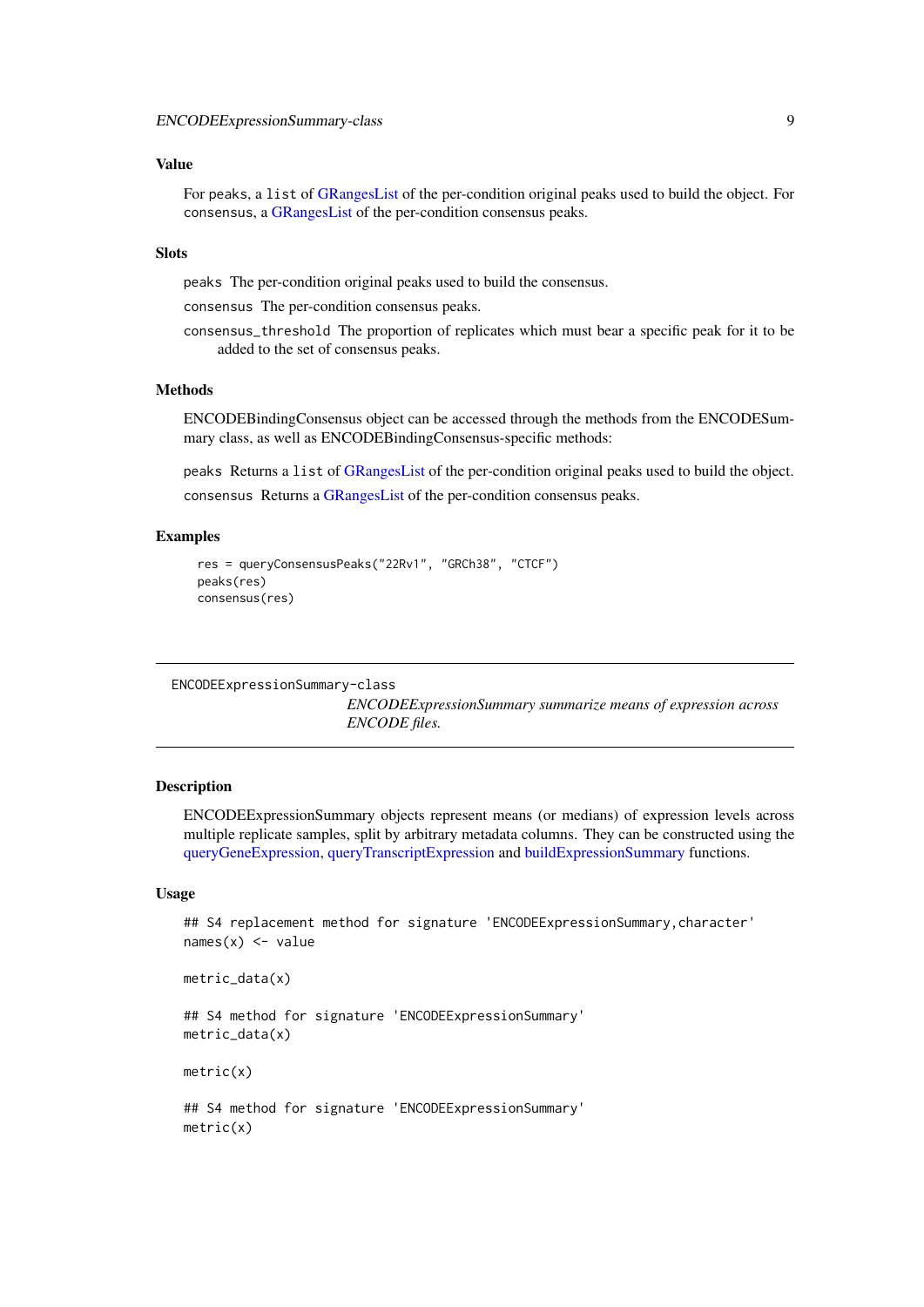### Value

For peaks, a `list` of GRangesList of the per-condition original peaks used to build the object. For consensus, a GRangesList of the per-condition consensus peaks.

### Slots

`peaks` The per-condition original peaks used to build the consensus.

`consensus` The per-condition consensus peaks.

`consensus_threshold` The proportion of replicates which must bear a specific peak for it to be added to the set of consensus peaks.

### Methods

ENCODEBindingConsensus object can be accessed through the methods from the ENCODESummary class, as well as ENCODEBindingConsensus-specific methods:

`peaks` Returns a `list` of GRangesList of the per-condition original peaks used to build the object.

`consensus` Returns a GRangesList of the per-condition consensus peaks.

### Examples

```
res = queryConsensusPeaks("22Rv1", "GRCh38", "CTCF")
peaks(res)
consensus(res)
```

---

## ENCODEExpressionSummary-class

*ENCODEExpressionSummary summarize means of expression across ENCODE files.*

---

### Description

ENCODEExpressionSummary objects represent means (or medians) of expression levels across multiple replicate samples, split by arbitrary metadata columns. They can be constructed using the queryGeneExpression, queryTranscriptExpression and buildExpressionSummary functions.

### Usage

```
## S4 replacement method for signature 'ENCODEExpressionSummary,character'
names(x) <- value

metric_data(x)

## S4 method for signature 'ENCODEExpressionSummary'
metric_data(x)

metric(x)

## S4 method for signature 'ENCODEExpressionSummary'
metric(x)
```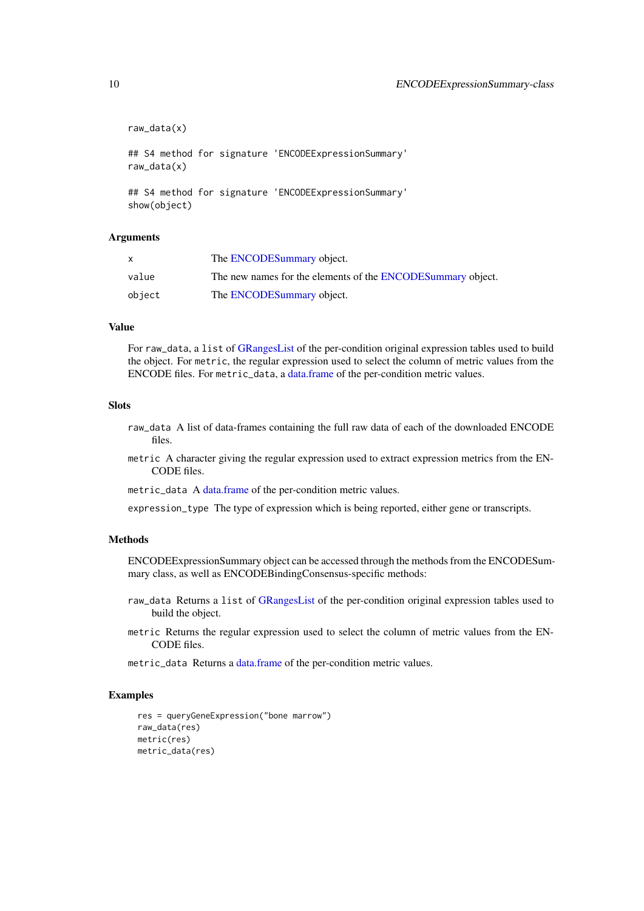```
raw_data(x)

## S4 method for signature 'ENCODEExpressionSummary'
raw_data(x)

## S4 method for signature 'ENCODEExpressionSummary'
show(object)
```

### Arguments

| | |
|---|---|
| x | The ENCODESummary object. |
| value | The new names for the elements of the ENCODESummary object. |
| object | The ENCODESummary object. |

### Value

For `raw_data`, a `list` of GRangesList of the per-condition original expression tables used to build the object. For `metric`, the regular expression used to select the column of metric values from the ENCODE files. For `metric_data`, a data.frame of the per-condition metric values.

### Slots

- `raw_data` A list of data-frames containing the full raw data of each of the downloaded ENCODE files.
- `metric` A character giving the regular expression used to extract expression metrics from the ENCODE files.
- `metric_data` A data.frame of the per-condition metric values.
- `expression_type` The type of expression which is being reported, either gene or transcripts.

### Methods

ENCODEExpressionSummary object can be accessed through the methods from the ENCODESummary class, as well as ENCODEBindingConsensus-specific methods:

- `raw_data` Returns a `list` of GRangesList of the per-condition original expression tables used to build the object.
- `metric` Returns the regular expression used to select the column of metric values from the ENCODE files.
- `metric_data` Returns a data.frame of the per-condition metric values.

### Examples

```
res = queryGeneExpression("bone marrow")
raw_data(res)
metric(res)
metric_data(res)
```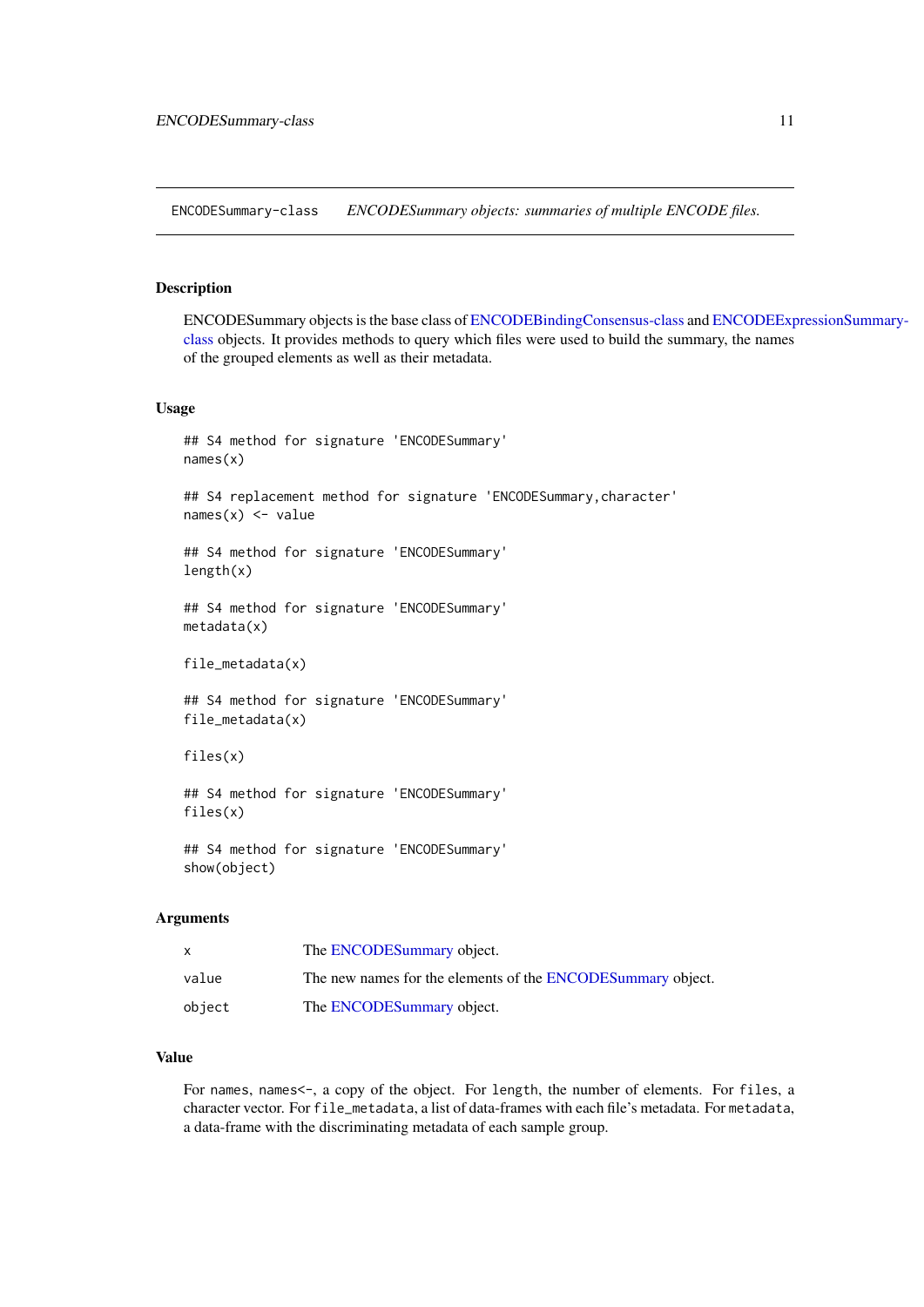## ENCODESummary-class — *ENCODESummary objects: summaries of multiple ENCODE files.*

### Description

ENCODESummary objects is the base class of ENCODEBindingConsensus-class and ENCODEExpressionSummary-class objects. It provides methods to query which files were used to build the summary, the names of the grouped elements as well as their metadata.

### Usage

```
## S4 method for signature 'ENCODESummary'
names(x)

## S4 replacement method for signature 'ENCODESummary,character'
names(x) <- value

## S4 method for signature 'ENCODESummary'
length(x)

## S4 method for signature 'ENCODESummary'
metadata(x)

file_metadata(x)

## S4 method for signature 'ENCODESummary'
file_metadata(x)

files(x)

## S4 method for signature 'ENCODESummary'
files(x)

## S4 method for signature 'ENCODESummary'
show(object)
```

### Arguments

| | |
|---|---|
| x | The ENCODESummary object. |
| value | The new names for the elements of the ENCODESummary object. |
| object | The ENCODESummary object. |

### Value

For `names`, `names<-`, a copy of the object. For `length`, the number of elements. For `files`, a character vector. For `file_metadata`, a list of data-frames with each file's metadata. For `metadata`, a data-frame with the discriminating metadata of each sample group.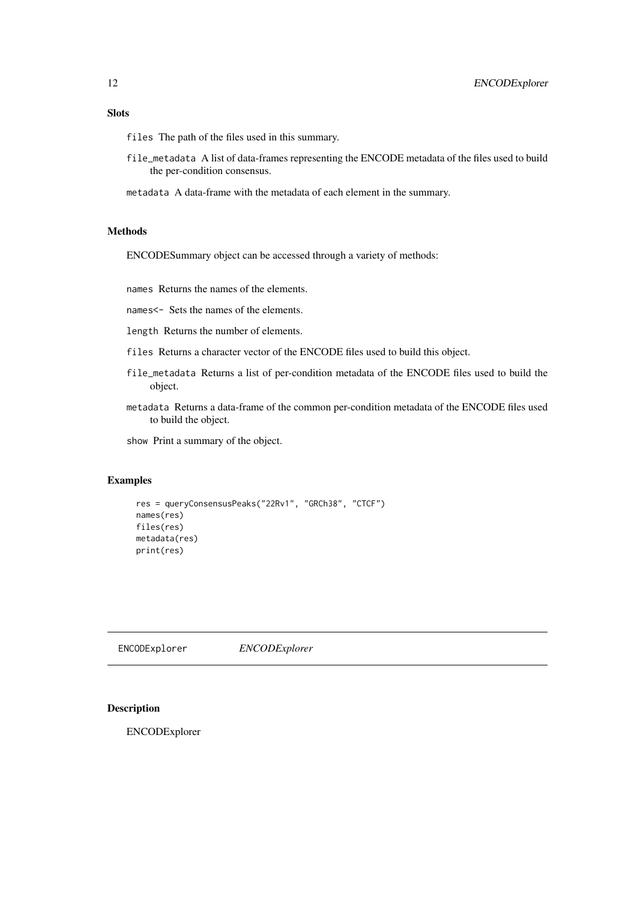### Slots

`files` The path of the files used in this summary.

`file_metadata` A list of data-frames representing the ENCODE metadata of the files used to build the per-condition consensus.

`metadata` A data-frame with the metadata of each element in the summary.

### Methods

ENCODESummary object can be accessed through a variety of methods:

`names` Returns the names of the elements.

`names<-` Sets the names of the elements.

`length` Returns the number of elements.

`files` Returns a character vector of the ENCODE files used to build this object.

`file_metadata` Returns a list of per-condition metadata of the ENCODE files used to build the object.

`metadata` Returns a data-frame of the common per-condition metadata of the ENCODE files used to build the object.

`show` Print a summary of the object.

### Examples

```
res = queryConsensusPeaks("22Rv1", "GRCh38", "CTCF")
names(res)
files(res)
metadata(res)
print(res)
```

---

## ENCODExplorer *ENCODExplorer*

### Description

ENCODExplorer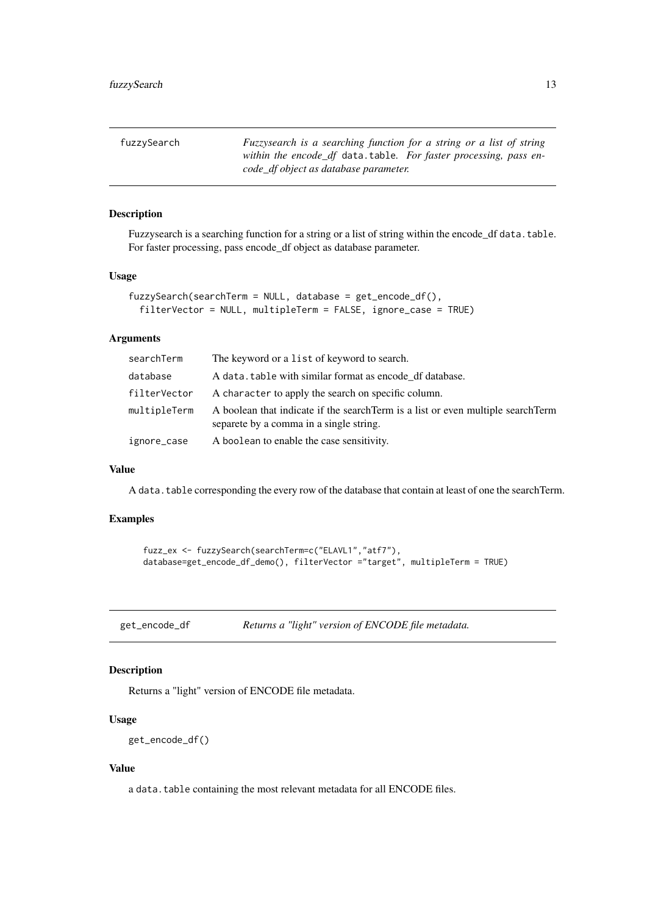## fuzzySearch

*Fuzzysearch is a searching function for a string or a list of string within the encode_df* `data.table`*. For faster processing, pass encode_df object as database parameter.*

### Description

Fuzzysearch is a searching function for a string or a list of string within the encode_df `data.table`. For faster processing, pass encode_df object as database parameter.

### Usage

```
fuzzySearch(searchTerm = NULL, database = get_encode_df(),
  filterVector = NULL, multipleTerm = FALSE, ignore_case = TRUE)
```

### Arguments

| | |
|---|---|
| `searchTerm` | The keyword or a `list` of keyword to search. |
| `database` | A `data.table` with similar format as encode_df database. |
| `filterVector` | A `character` to apply the search on specific column. |
| `multipleTerm` | A boolean that indicate if the searchTerm is a list or even multiple searchTerm separete by a comma in a single string. |
| `ignore_case` | A `boolean` to enable the case sensitivity. |

### Value

A `data.table` corresponding the every row of the database that contain at least of one the searchTerm.

### Examples

```
fuzz_ex <- fuzzySearch(searchTerm=c("ELAVL1","atf7"),
database=get_encode_df_demo(), filterVector ="target", multipleTerm = TRUE)
```

## get_encode_df

*Returns a "light" version of ENCODE file metadata.*

### Description

Returns a "light" version of ENCODE file metadata.

### Usage

```
get_encode_df()
```

### Value

a `data.table` containing the most relevant metadata for all ENCODE files.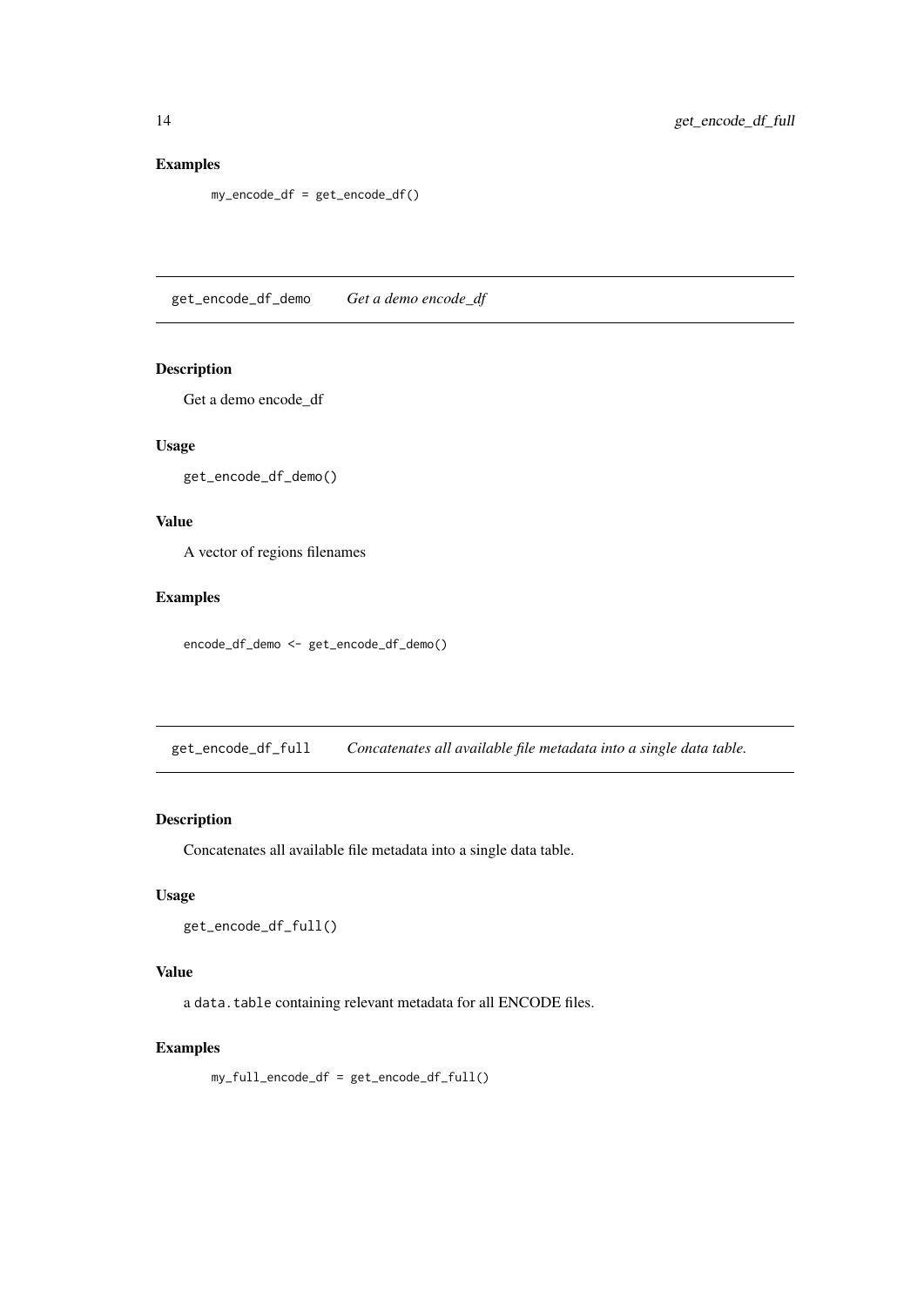## Examples

```
my_encode_df = get_encode_df()
```

---

`get_encode_df_demo` *Get a demo encode_df*

---

### Description

Get a demo encode_df

### Usage

```
get_encode_df_demo()
```

### Value

A vector of regions filenames

### Examples

```
encode_df_demo <- get_encode_df_demo()
```

---

`get_encode_df_full` *Concatenates all available file metadata into a single data table.*

---

### Description

Concatenates all available file metadata into a single data table.

### Usage

```
get_encode_df_full()
```

### Value

a `data.table` containing relevant metadata for all ENCODE files.

### Examples

```
my_full_encode_df = get_encode_df_full()
```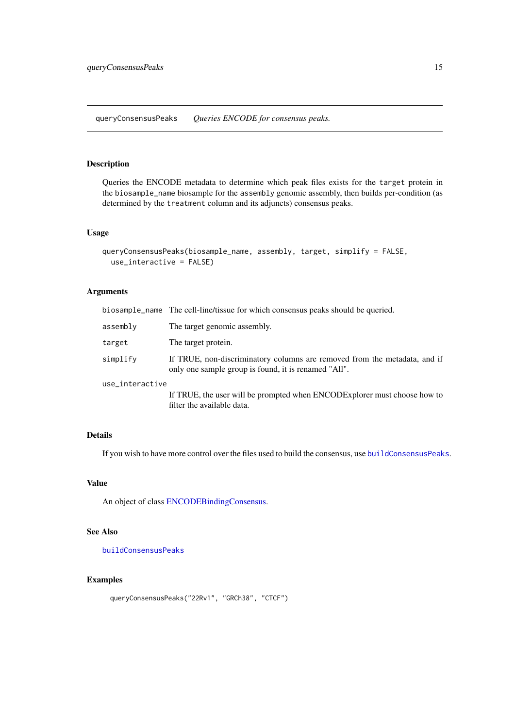## queryConsensusPeaks *Queries ENCODE for consensus peaks.*

### Description

Queries the ENCODE metadata to determine which peak files exists for the `target` protein in the `biosample_name` biosample for the `assembly` genomic assembly, then builds per-condition (as determined by the `treatment` column and its adjuncts) consensus peaks.

### Usage

```
queryConsensusPeaks(biosample_name, assembly, target, simplify = FALSE,
  use_interactive = FALSE)
```

### Arguments

| | |
|---|---|
| `biosample_name` | The cell-line/tissue for which consensus peaks should be queried. |
| `assembly` | The target genomic assembly. |
| `target` | The target protein. |
| `simplify` | If TRUE, non-discriminatory columns are removed from the metadata, and if only one sample group is found, it is renamed "All". |
| `use_interactive` | If TRUE, the user will be prompted when ENCODExplorer must choose how to filter the available data. |

### Details

If you wish to have more control over the files used to build the consensus, use `buildConsensusPeaks`.

### Value

An object of class ENCODEBindingConsensus.

### See Also

`buildConsensusPeaks`

### Examples

```
queryConsensusPeaks("22Rv1", "GRCh38", "CTCF")
```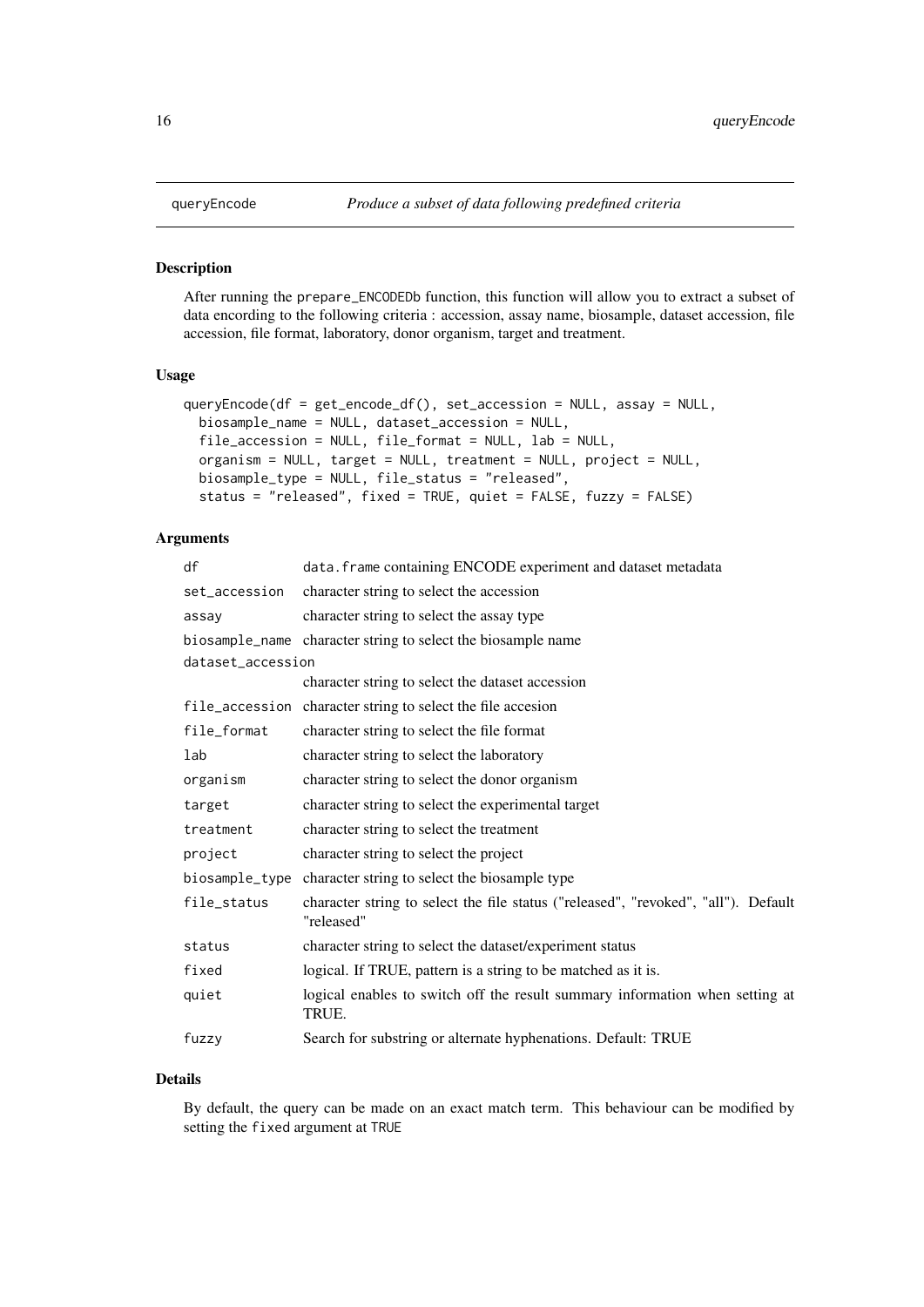# queryEncode — *Produce a subset of data following predefined criteria*

## Description

After running the `prepare_ENCODEDb` function, this function will allow you to extract a subset of data encording to the following criteria : accession, assay name, biosample, dataset accession, file accession, file format, laboratory, donor organism, target and treatment.

## Usage

```
queryEncode(df = get_encode_df(), set_accession = NULL, assay = NULL,
  biosample_name = NULL, dataset_accession = NULL,
  file_accession = NULL, file_format = NULL, lab = NULL,
  organism = NULL, target = NULL, treatment = NULL, project = NULL,
  biosample_type = NULL, file_status = "released",
  status = "released", fixed = TRUE, quiet = FALSE, fuzzy = FALSE)
```

## Arguments

| | |
|---|---|
| `df` | `data.frame` containing ENCODE experiment and dataset metadata |
| `set_accession` | character string to select the accession |
| `assay` | character string to select the assay type |
| `biosample_name` | character string to select the biosample name |
| `dataset_accession` | character string to select the dataset accession |
| `file_accession` | character string to select the file accesion |
| `file_format` | character string to select the file format |
| `lab` | character string to select the laboratory |
| `organism` | character string to select the donor organism |
| `target` | character string to select the experimental target |
| `treatment` | character string to select the treatment |
| `project` | character string to select the project |
| `biosample_type` | character string to select the biosample type |
| `file_status` | character string to select the file status ("released", "revoked", "all"). Default "released" |
| `status` | character string to select the dataset/experiment status |
| `fixed` | logical. If TRUE, pattern is a string to be matched as it is. |
| `quiet` | logical enables to switch off the result summary information when setting at TRUE. |
| `fuzzy` | Search for substring or alternate hyphenations. Default: TRUE |

## Details

By default, the query can be made on an exact match term. This behaviour can be modified by setting the `fixed` argument at `TRUE`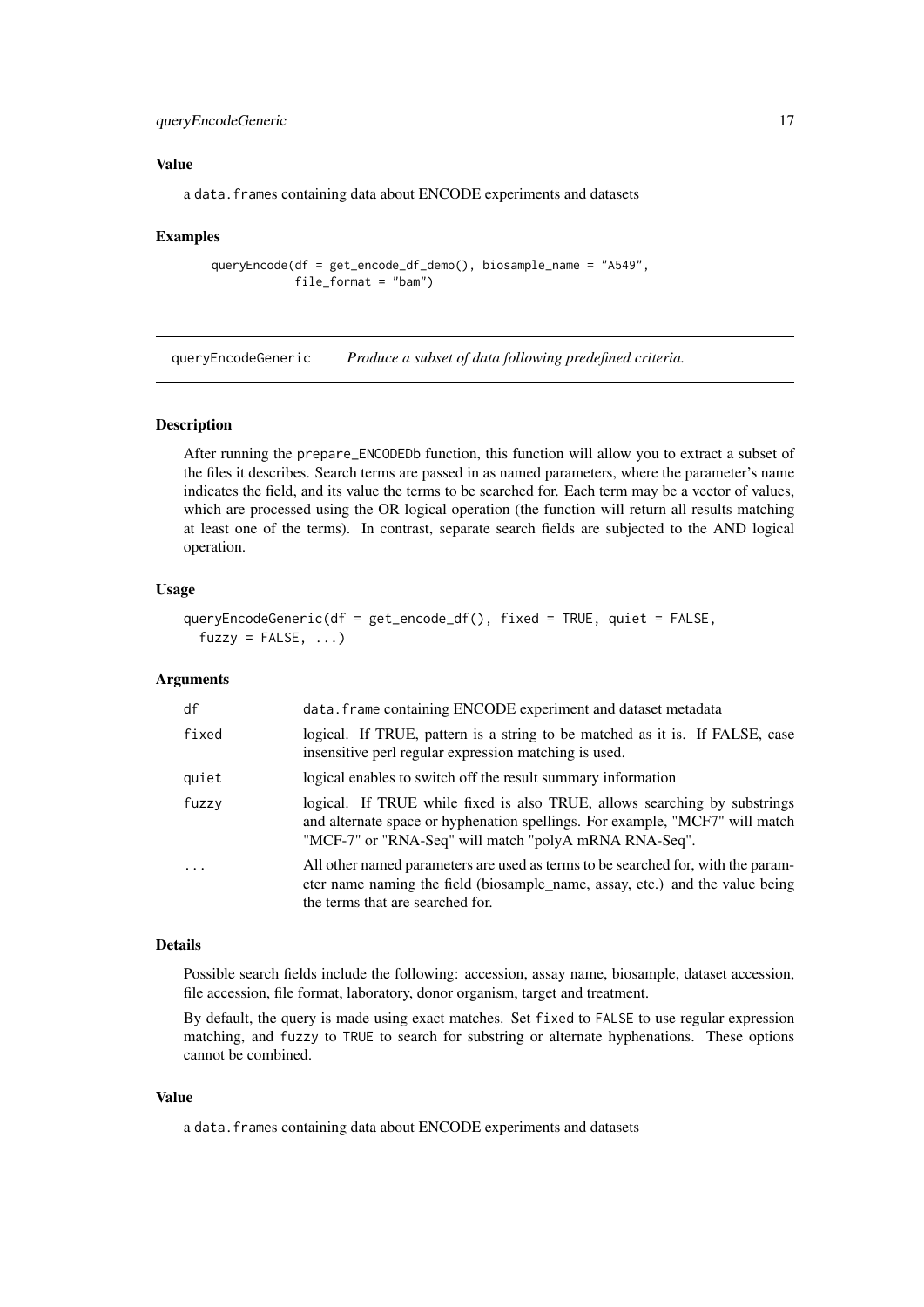### Value

a data.frames containing data about ENCODE experiments and datasets

### Examples

```
queryEncode(df = get_encode_df_demo(), biosample_name = "A549",
            file_format = "bam")
```

---

## queryEncodeGeneric *Produce a subset of data following predefined criteria.*

---

### Description

After running the prepare_ENCODEDb function, this function will allow you to extract a subset of the files it describes. Search terms are passed in as named parameters, where the parameter's name indicates the field, and its value the terms to be searched for. Each term may be a vector of values, which are processed using the OR logical operation (the function will return all results matching at least one of the terms). In contrast, separate search fields are subjected to the AND logical operation.

### Usage

```
queryEncodeGeneric(df = get_encode_df(), fixed = TRUE, quiet = FALSE,
  fuzzy = FALSE, ...)
```

### Arguments

| | |
|---|---|
| df | data.frame containing ENCODE experiment and dataset metadata |
| fixed | logical. If TRUE, pattern is a string to be matched as it is. If FALSE, case insensitive perl regular expression matching is used. |
| quiet | logical enables to switch off the result summary information |
| fuzzy | logical. If TRUE while fixed is also TRUE, allows searching by substrings and alternate space or hyphenation spellings. For example, "MCF7" will match "MCF-7" or "RNA-Seq" will match "polyA mRNA RNA-Seq". |
| ... | All other named parameters are used as terms to be searched for, with the parameter name naming the field (biosample_name, assay, etc.) and the value being the terms that are searched for. |

### Details

Possible search fields include the following: accession, assay name, biosample, dataset accession, file accession, file format, laboratory, donor organism, target and treatment.

By default, the query is made using exact matches. Set fixed to FALSE to use regular expression matching, and fuzzy to TRUE to search for substring or alternate hyphenations. These options cannot be combined.

### Value

a data.frames containing data about ENCODE experiments and datasets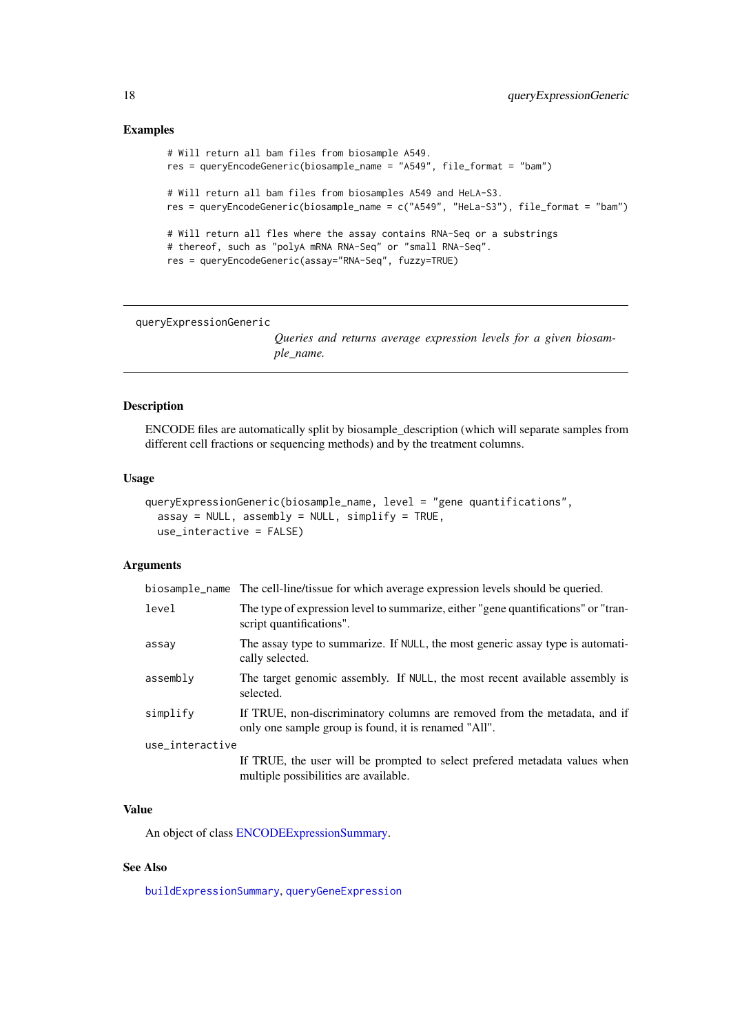### Examples

```
# Will return all bam files from biosample A549.
res = queryEncodeGeneric(biosample_name = "A549", file_format = "bam")

# Will return all bam files from biosamples A549 and HeLA-S3.
res = queryEncodeGeneric(biosample_name = c("A549", "HeLa-S3"), file_format = "bam")

# Will return all fles where the assay contains RNA-Seq or a substrings
# thereof, such as "polyA mRNA RNA-Seq" or "small RNA-Seq".
res = queryEncodeGeneric(assay="RNA-Seq", fuzzy=TRUE)
```

---

## queryExpressionGeneric

*Queries and returns average expression levels for a given biosample_name.*

---

### Description

ENCODE files are automatically split by biosample_description (which will separate samples from different cell fractions or sequencing methods) and by the treatment columns.

### Usage

```
queryExpressionGeneric(biosample_name, level = "gene quantifications",
  assay = NULL, assembly = NULL, simplify = TRUE,
  use_interactive = FALSE)
```

### Arguments

| | |
|---|---|
| `biosample_name` | The cell-line/tissue for which average expression levels should be queried. |
| `level` | The type of expression level to summarize, either "gene quantifications" or "transcript quantifications". |
| `assay` | The assay type to summarize. If `NULL`, the most generic assay type is automatically selected. |
| `assembly` | The target genomic assembly. If `NULL`, the most recent available assembly is selected. |
| `simplify` | If TRUE, non-discriminatory columns are removed from the metadata, and if only one sample group is found, it is renamed "All". |
| `use_interactive` | If TRUE, the user will be prompted to select prefered metadata values when multiple possibilities are available. |

### Value

An object of class ENCODEExpressionSummary.

### See Also

`buildExpressionSummary`, `queryGeneExpression`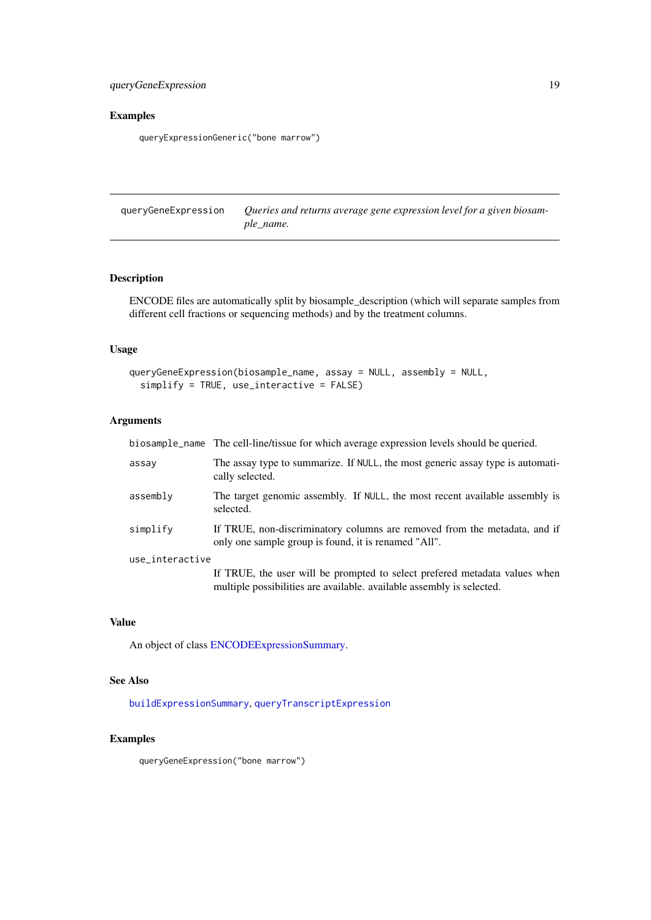### Examples

```
queryExpressionGeneric("bone marrow")
```

---

## queryGeneExpression

*Queries and returns average gene expression level for a given biosample_name.*

---

### Description

ENCODE files are automatically split by biosample_description (which will separate samples from different cell fractions or sequencing methods) and by the treatment columns.

### Usage

```
queryGeneExpression(biosample_name, assay = NULL, assembly = NULL,
  simplify = TRUE, use_interactive = FALSE)
```

### Arguments

| | |
|---|---|
| biosample_name | The cell-line/tissue for which average expression levels should be queried. |
| assay | The assay type to summarize. If NULL, the most generic assay type is automatically selected. |
| assembly | The target genomic assembly. If NULL, the most recent available assembly is selected. |
| simplify | If TRUE, non-discriminatory columns are removed from the metadata, and if only one sample group is found, it is renamed "All". |
| use_interactive | If TRUE, the user will be prompted to select prefered metadata values when multiple possibilities are available. available assembly is selected. |

### Value

An object of class ENCODEExpressionSummary.

### See Also

buildExpressionSummary, queryTranscriptExpression

### Examples

```
queryGeneExpression("bone marrow")
```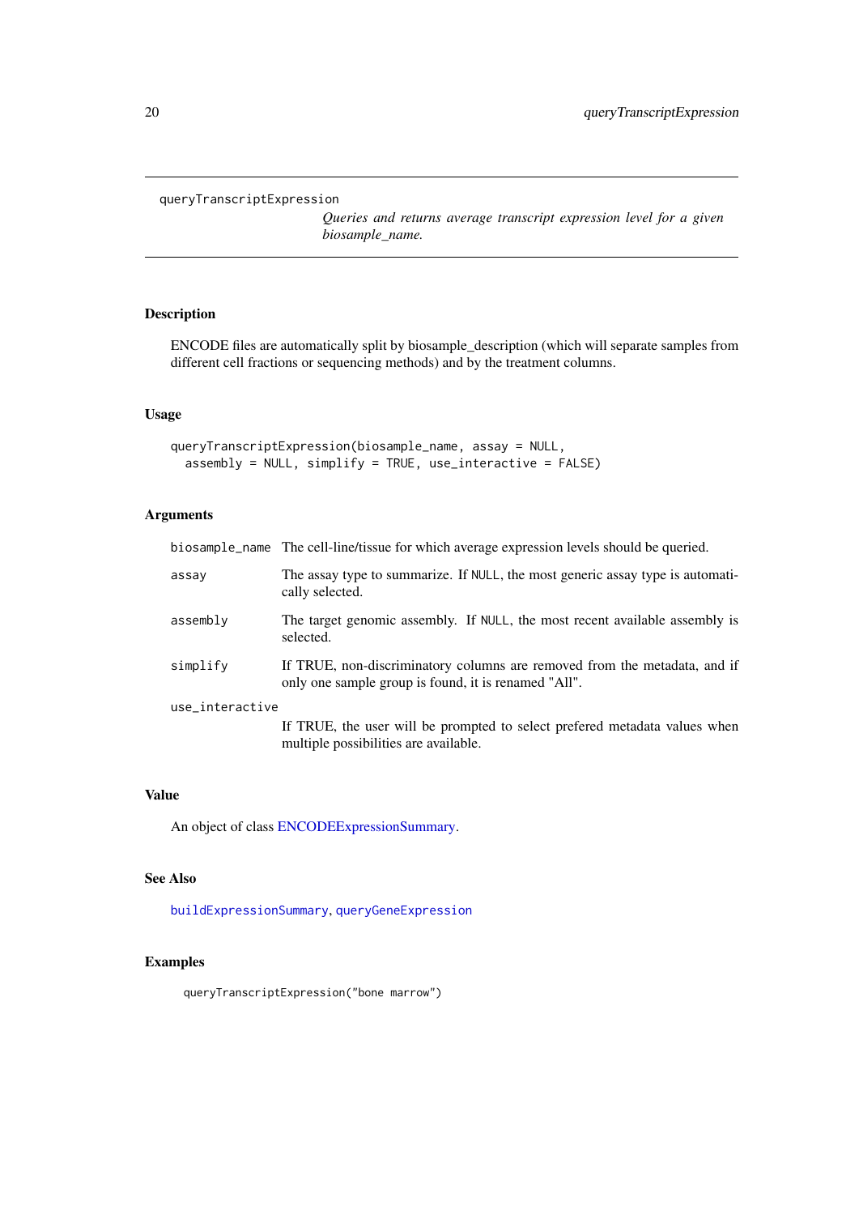## queryTranscriptExpression

*Queries and returns average transcript expression level for a given biosample_name.*

### Description

ENCODE files are automatically split by biosample_description (which will separate samples from different cell fractions or sequencing methods) and by the treatment columns.

### Usage

```
queryTranscriptExpression(biosample_name, assay = NULL,
  assembly = NULL, simplify = TRUE, use_interactive = FALSE)
```

### Arguments

| | |
|---|---|
| `biosample_name` | The cell-line/tissue for which average expression levels should be queried. |
| `assay` | The assay type to summarize. If `NULL`, the most generic assay type is automatically selected. |
| `assembly` | The target genomic assembly. If `NULL`, the most recent available assembly is selected. |
| `simplify` | If TRUE, non-discriminatory columns are removed from the metadata, and if only one sample group is found, it is renamed "All". |
| `use_interactive` | If TRUE, the user will be prompted to select prefered metadata values when multiple possibilities are available. |

### Value

An object of class ENCODEExpressionSummary.

### See Also

`buildExpressionSummary`, `queryGeneExpression`

### Examples

```
queryTranscriptExpression("bone marrow")
```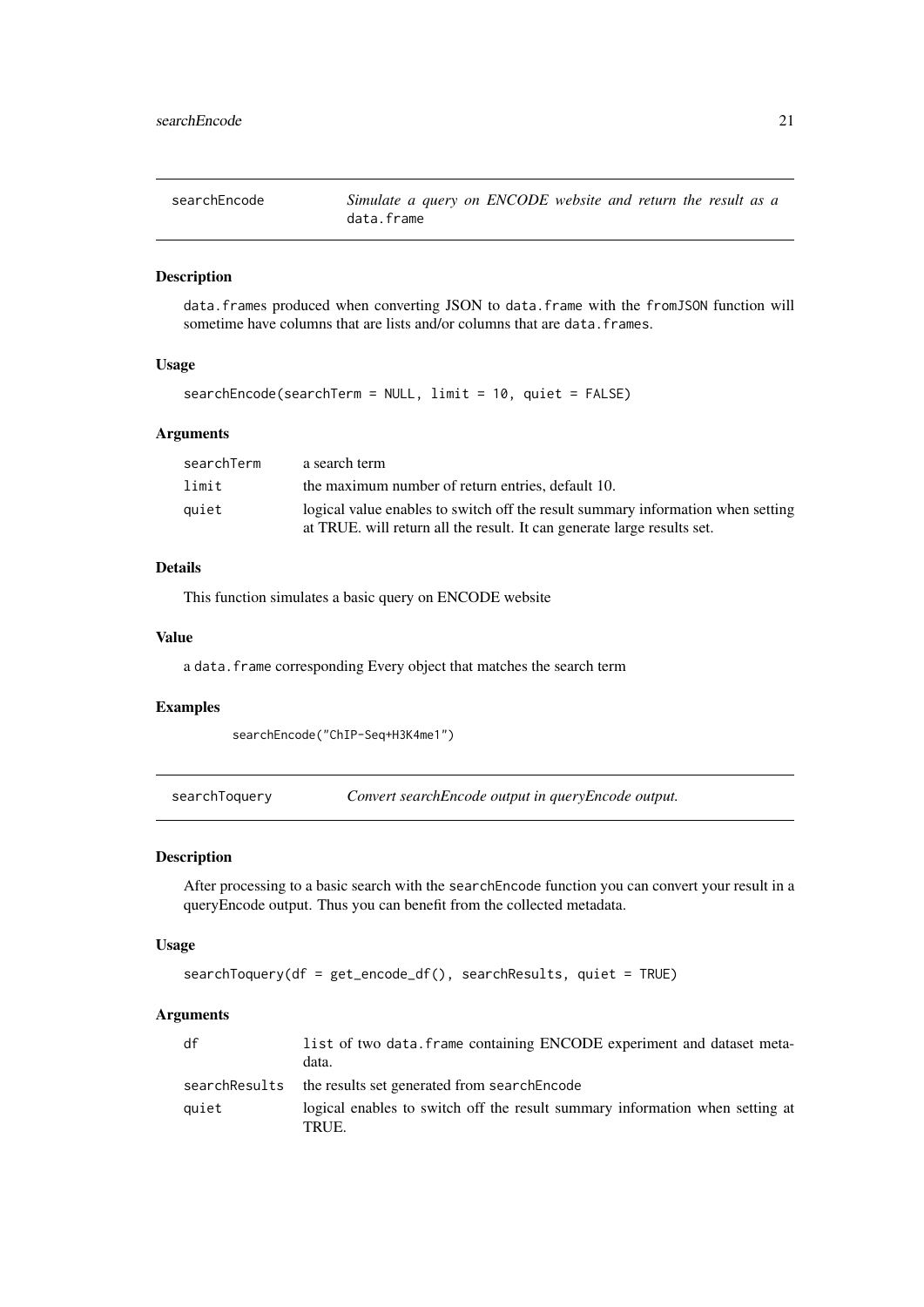## searchEncode — *Simulate a query on ENCODE website and return the result as a* `data.frame`

### Description

`data.frames` produced when converting JSON to `data.frame` with the `fromJSON` function will sometime have columns that are lists and/or columns that are `data.frames`.

### Usage

```
searchEncode(searchTerm = NULL, limit = 10, quiet = FALSE)
```

### Arguments

| | |
|---|---|
| `searchTerm` | a search term |
| `limit` | the maximum number of return entries, default 10. |
| `quiet` | logical value enables to switch off the result summary information when setting at TRUE. will return all the result. It can generate large results set. |

### Details

This function simulates a basic query on ENCODE website

### Value

a `data.frame` corresponding Every object that matches the search term

### Examples

```
searchEncode("ChIP-Seq+H3K4me1")
```

## searchToquery — *Convert searchEncode output in queryEncode output.*

### Description

After processing to a basic search with the `searchEncode` function you can convert your result in a queryEncode output. Thus you can benefit from the collected metadata.

### Usage

```
searchToquery(df = get_encode_df(), searchResults, quiet = TRUE)
```

### Arguments

| | |
|---|---|
| `df` | `list` of two `data.frame` containing ENCODE experiment and dataset metadata. |
| `searchResults` | the results set generated from `searchEncode` |
| `quiet` | logical enables to switch off the result summary information when setting at TRUE. |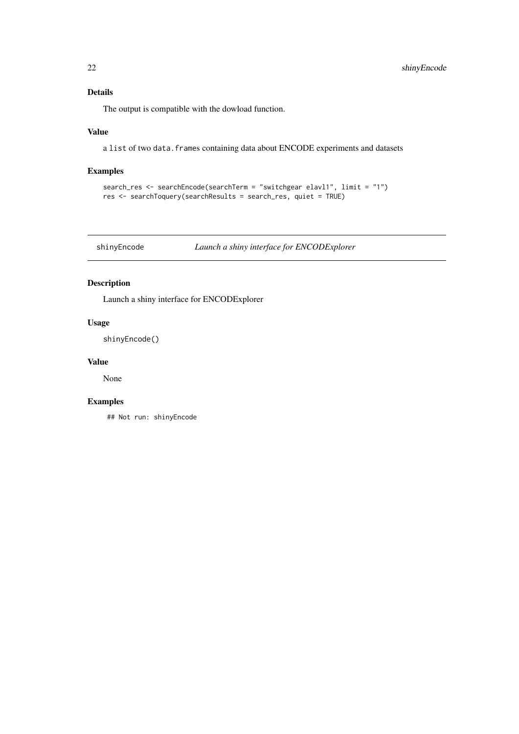### Details

The output is compatible with the dowload function.

### Value

a `list` of two `data.frames` containing data about ENCODE experiments and datasets

### Examples

```
search_res <- searchEncode(searchTerm = "switchgear elavl1", limit = "1")
res <- searchToquery(searchResults = search_res, quiet = TRUE)
```

---

## shinyEncode — *Launch a shiny interface for ENCODExplorer*

---

### Description

Launch a shiny interface for ENCODExplorer

### Usage

```
shinyEncode()
```

### Value

None

### Examples

```
## Not run: shinyEncode
```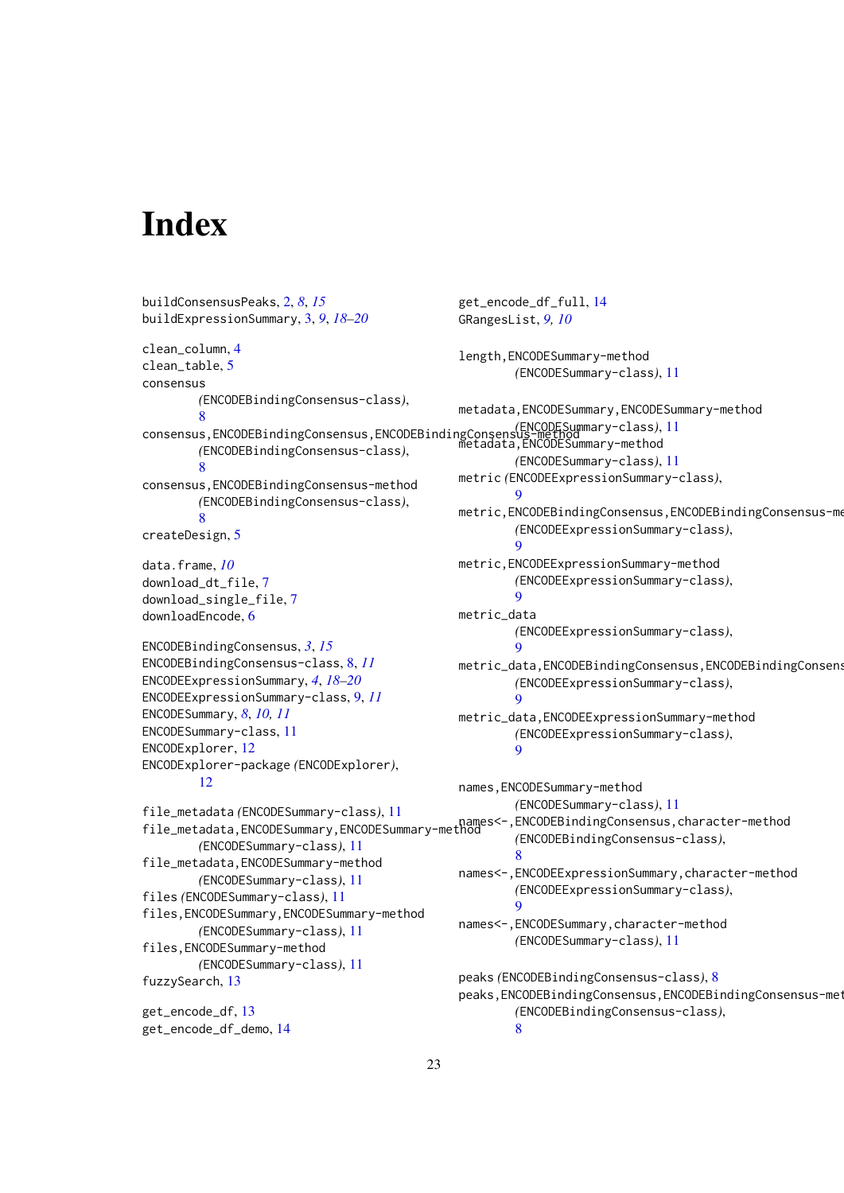# Index

buildConsensusPeaks, 2, *8*, *15*
buildExpressionSummary, 3, *9*, *18–20*

clean_column, 4
clean_table, 5
consensus
        *(ENCODEBindingConsensus-class)*, 8
consensus,ENCODEBindingConsensus,ENCODEBindingConsensus-method
        *(ENCODEBindingConsensus-class)*, 8
consensus,ENCODEBindingConsensus-method
        *(ENCODEBindingConsensus-class)*, 8
createDesign, 5

data.frame, *10*
download_dt_file, 7
download_single_file, 7
downloadEncode, 6

ENCODEBindingConsensus, *3*, *15*
ENCODEBindingConsensus-class, 8, *11*
ENCODEExpressionSummary, *4*, *18–20*
ENCODEExpressionSummary-class, 9, *11*
ENCODESummary, *8*, *10*, *11*
ENCODESummary-class, 11
ENCODExplorer, 12
ENCODExplorer-package *(ENCODExplorer)*, 12

file_metadata *(ENCODESummary-class)*, 11
file_metadata,ENCODESummary,ENCODESummary-method
        *(ENCODESummary-class)*, 11
file_metadata,ENCODESummary-method
        *(ENCODESummary-class)*, 11
files *(ENCODESummary-class)*, 11
files,ENCODESummary,ENCODESummary-method
        *(ENCODESummary-class)*, 11
files,ENCODESummary-method
        *(ENCODESummary-class)*, 11
fuzzySearch, 13

get_encode_df, 13
get_encode_df_demo, 14
get_encode_df_full, 14
GRangesList, *9*, *10*

length,ENCODESummary-method
        *(ENCODESummary-class)*, 11

metadata,ENCODESummary,ENCODESummary-method
        *(ENCODESummary-class)*, 11
metadata,ENCODESummary-method
        *(ENCODESummary-class)*, 11
metric *(ENCODEExpressionSummary-class)*, 9
metric,ENCODEBindingConsensus,ENCODEBindingConsensus-method
        *(ENCODEExpressionSummary-class)*, 9
metric,ENCODEExpressionSummary-method
        *(ENCODEExpressionSummary-class)*, 9
metric_data
        *(ENCODEExpressionSummary-class)*, 9
metric_data,ENCODEBindingConsensus,ENCODEBindingConsensus-method
        *(ENCODEExpressionSummary-class)*, 9
metric_data,ENCODEExpressionSummary-method
        *(ENCODEExpressionSummary-class)*, 9

names,ENCODESummary-method
        *(ENCODESummary-class)*, 11
names<-,ENCODEBindingConsensus,character-method
        *(ENCODEBindingConsensus-class)*, 8
names<-,ENCODEExpressionSummary,character-method
        *(ENCODEExpressionSummary-class)*, 9
names<-,ENCODESummary,character-method
        *(ENCODESummary-class)*, 11

peaks *(ENCODEBindingConsensus-class)*, 8
peaks,ENCODEBindingConsensus,ENCODEBindingConsensus-method
        *(ENCODEBindingConsensus-class)*, 8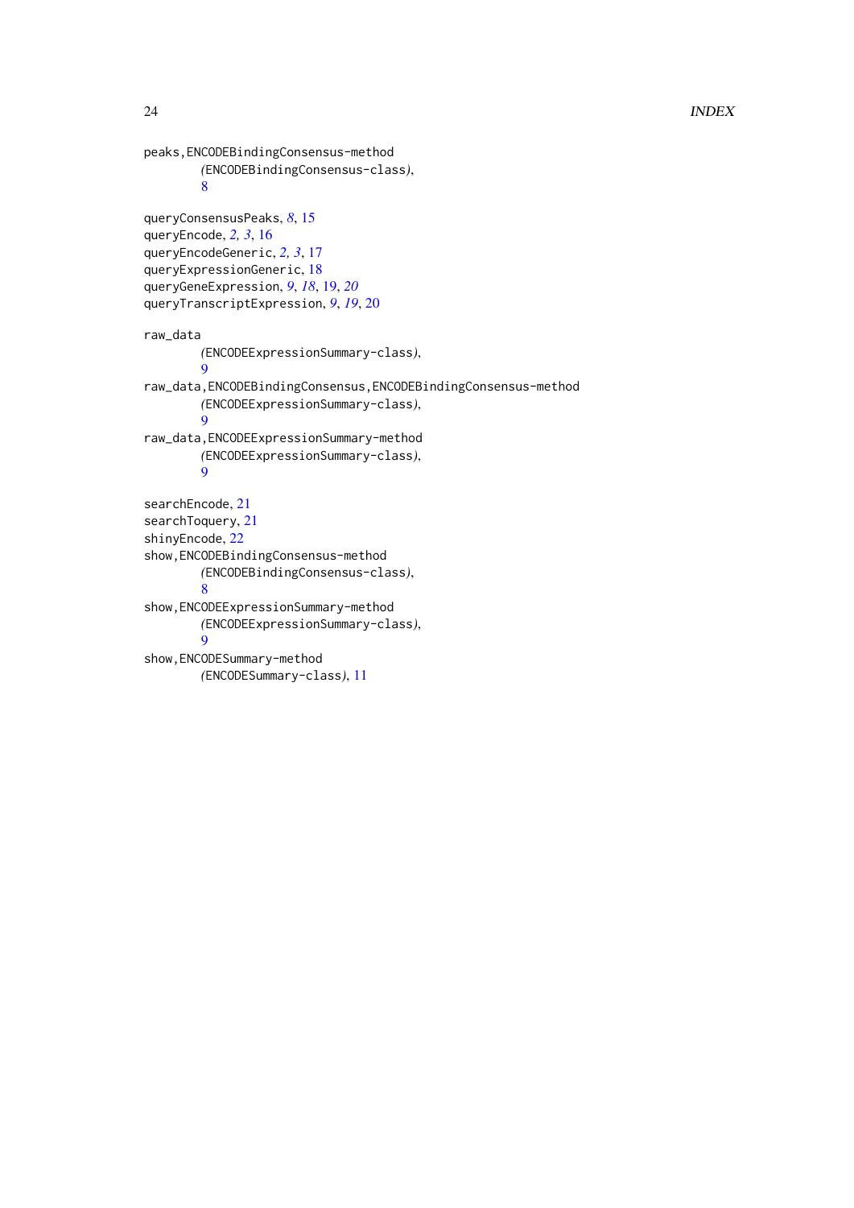peaks,ENCODEBindingConsensus-method
(ENCODEBindingConsensus-class),
8

queryConsensusPeaks, *8*, 15
queryEncode, *2, 3*, 16
queryEncodeGeneric, *2, 3*, 17
queryExpressionGeneric, 18
queryGeneExpression, *9*, *18*, 19, *20*
queryTranscriptExpression, *9*, *19*, 20

raw_data
(ENCODEExpressionSummary-class),
9
raw_data,ENCODEBindingConsensus,ENCODEBindingConsensus-method
(ENCODEExpressionSummary-class),
9
raw_data,ENCODEExpressionSummary-method
(ENCODEExpressionSummary-class),
9

searchEncode, 21
searchToquery, 21
shinyEncode, 22
show,ENCODEBindingConsensus-method
(ENCODEBindingConsensus-class),
8
show,ENCODEExpressionSummary-method
(ENCODEExpressionSummary-class),
9
show,ENCODESummary-method
(ENCODESummary-class), 11